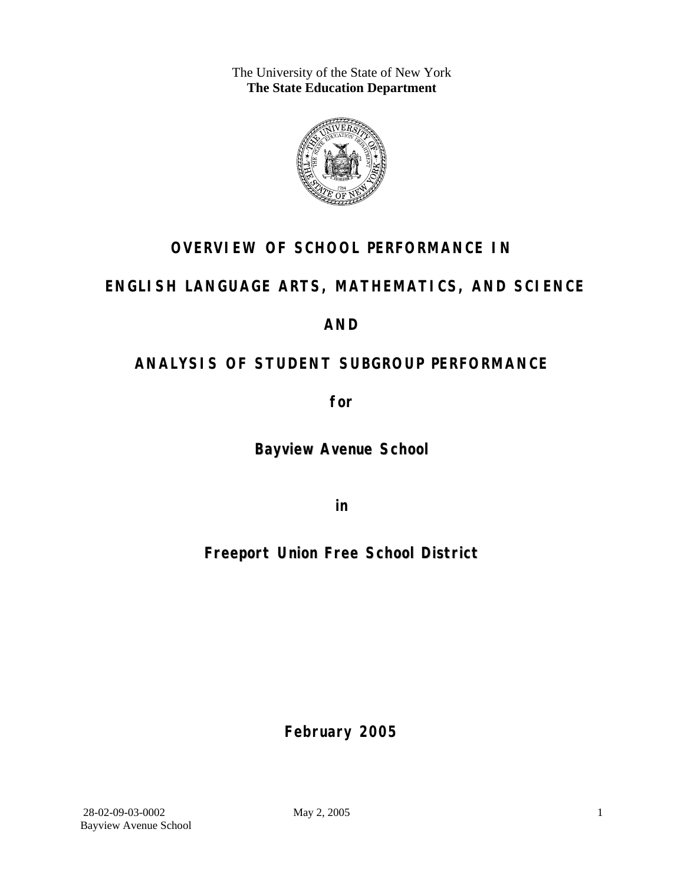The University of the State of New York
**The State Education Department**

# OVERVIEW OF SCHOOL PERFORMANCE IN

# ENGLISH LANGUAGE ARTS, MATHEMATICS, AND SCIENCE

# AND

# ANALYSIS OF STUDENT SUBGROUP PERFORMANCE

**for**

**Bayview Avenue School**

**in**

**Freeport Union Free School District**

**February 2005**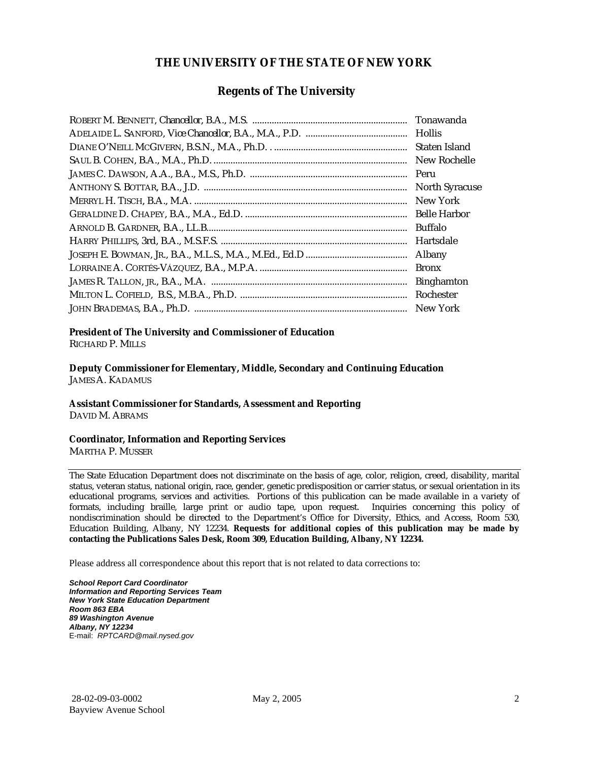# THE UNIVERSITY OF THE STATE OF NEW YORK

## Regents of The University

| | |
|---|---|
| ROBERT M. BENNETT, Chancellor, B.A., M.S. | Tonawanda |
| ADELAIDE L. SANFORD, Vice Chancellor, B.A., M.A., P.D. | Hollis |
| DIANE O'NEILL MCGIVERN, B.S.N., M.A., Ph.D. | Staten Island |
| SAUL B. COHEN, B.A., M.A., Ph.D. | New Rochelle |
| JAMES C. DAWSON, A.A., B.A., M.S., Ph.D. | Peru |
| ANTHONY S. BOTTAR, B.A., J.D. | North Syracuse |
| MERRYL H. TISCH, B.A., M.A. | New York |
| GERALDINE D. CHAPEY, B.A., M.A., Ed.D. | Belle Harbor |
| ARNOLD B. GARDNER, B.A., LL.B. | Buffalo |
| HARRY PHILLIPS, 3rd, B.A., M.S.F.S. | Hartsdale |
| JOSEPH E. BOWMAN, JR., B.A., M.L.S., M.A., M.Ed., Ed.D | Albany |
| LORRAINE A. CORTÉS-VÁZQUEZ, B.A., M.P.A. | Bronx |
| JAMES R. TALLON, JR., B.A., M.A. | Binghamton |
| MILTON L. COFIELD, B.S., M.B.A., Ph.D. | Rochester |
| JOHN BRADEMAS, B.A., Ph.D. | New York |

**President of The University and Commissioner of Education**
RICHARD P. MILLS

**Deputy Commissioner for Elementary, Middle, Secondary and Continuing Education**
JAMES A. KADAMUS

**Assistant Commissioner for Standards, Assessment and Reporting**
DAVID M. ABRAMS

**Coordinator, Information and Reporting Services**
MARTHA P. MUSSER

---

The State Education Department does not discriminate on the basis of age, color, religion, creed, disability, marital status, veteran status, national origin, race, gender, genetic predisposition or carrier status, or sexual orientation in its educational programs, services and activities. Portions of this publication can be made available in a variety of formats, including braille, large print or audio tape, upon request. Inquiries concerning this policy of nondiscrimination should be directed to the Department's Office for Diversity, Ethics, and Access, Room 530, Education Building, Albany, NY 12234. **Requests for additional copies of this publication may be made by contacting the Publications Sales Desk, Room 309, Education Building, Albany, NY 12234.**

Please address all correspondence about this report that is not related to data corrections to:

***School Report Card Coordinator***
***Information and Reporting Services Team***
***New York State Education Department***
***Room 863 EBA***
***89 Washington Avenue***
***Albany, NY 12234***
E-mail: *RPTCARD@mail.nysed.gov*

28-02-09-03-0002 May 2, 2005
Bayview Avenue School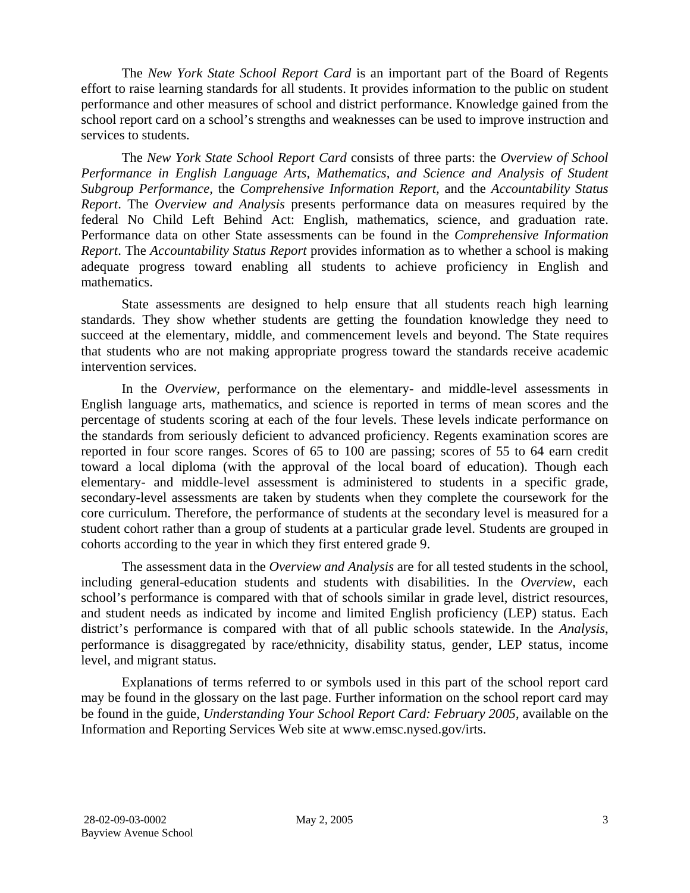The *New York State School Report Card* is an important part of the Board of Regents effort to raise learning standards for all students. It provides information to the public on student performance and other measures of school and district performance. Knowledge gained from the school report card on a school's strengths and weaknesses can be used to improve instruction and services to students.

The *New York State School Report Card* consists of three parts: the *Overview of School Performance in English Language Arts, Mathematics, and Science and Analysis of Student Subgroup Performance,* the *Comprehensive Information Report,* and the *Accountability Status Report*. The *Overview and Analysis* presents performance data on measures required by the federal No Child Left Behind Act: English, mathematics, science, and graduation rate. Performance data on other State assessments can be found in the *Comprehensive Information Report*. The *Accountability Status Report* provides information as to whether a school is making adequate progress toward enabling all students to achieve proficiency in English and mathematics.

State assessments are designed to help ensure that all students reach high learning standards. They show whether students are getting the foundation knowledge they need to succeed at the elementary, middle, and commencement levels and beyond. The State requires that students who are not making appropriate progress toward the standards receive academic intervention services.

In the *Overview*, performance on the elementary- and middle-level assessments in English language arts, mathematics, and science is reported in terms of mean scores and the percentage of students scoring at each of the four levels. These levels indicate performance on the standards from seriously deficient to advanced proficiency. Regents examination scores are reported in four score ranges. Scores of 65 to 100 are passing; scores of 55 to 64 earn credit toward a local diploma (with the approval of the local board of education). Though each elementary- and middle-level assessment is administered to students in a specific grade, secondary-level assessments are taken by students when they complete the coursework for the core curriculum. Therefore, the performance of students at the secondary level is measured for a student cohort rather than a group of students at a particular grade level. Students are grouped in cohorts according to the year in which they first entered grade 9.

The assessment data in the *Overview and Analysis* are for all tested students in the school, including general-education students and students with disabilities. In the *Overview*, each school's performance is compared with that of schools similar in grade level, district resources, and student needs as indicated by income and limited English proficiency (LEP) status. Each district's performance is compared with that of all public schools statewide. In the *Analysis*, performance is disaggregated by race/ethnicity, disability status, gender, LEP status, income level, and migrant status.

Explanations of terms referred to or symbols used in this part of the school report card may be found in the glossary on the last page. Further information on the school report card may be found in the guide, *Understanding Your School Report Card: February 2005*, available on the Information and Reporting Services Web site at www.emsc.nysed.gov/irts.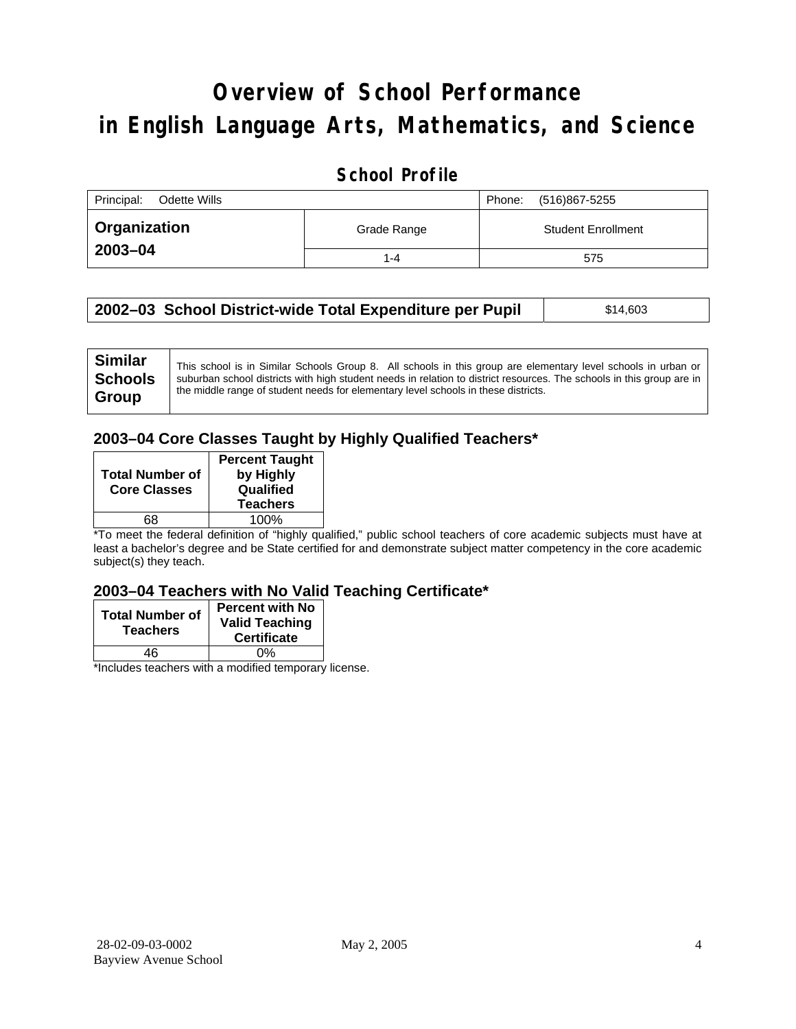# Overview of School Performance in English Language Arts, Mathematics, and Science

## School Profile

| Principal: Odette Wills | | Phone: (516)867-5255 |
|---|---|---|
| **Organization 2003–04** | Grade Range | Student Enrollment |
| | 1-4 | 575 |

| **2002–03 School District-wide Total Expenditure per Pupil** | $14,603 |
|---|---|

| **Similar Schools Group** | This school is in Similar Schools Group 8. All schools in this group are elementary level schools in urban or suburban school districts with high student needs in relation to district resources. The schools in this group are in the middle range of student needs for elementary level schools in these districts. |
|---|---|

### 2003–04 Core Classes Taught by Highly Qualified Teachers*

| Total Number of Core Classes | Percent Taught by Highly Qualified Teachers |
|---|---|
| 68 | 100% |

*To meet the federal definition of "highly qualified," public school teachers of core academic subjects must have at least a bachelor's degree and be State certified for and demonstrate subject matter competency in the core academic subject(s) they teach.

### 2003–04 Teachers with No Valid Teaching Certificate*

| Total Number of Teachers | Percent with No Valid Teaching Certificate |
|---|---|
| 46 | 0% |

*Includes teachers with a modified temporary license.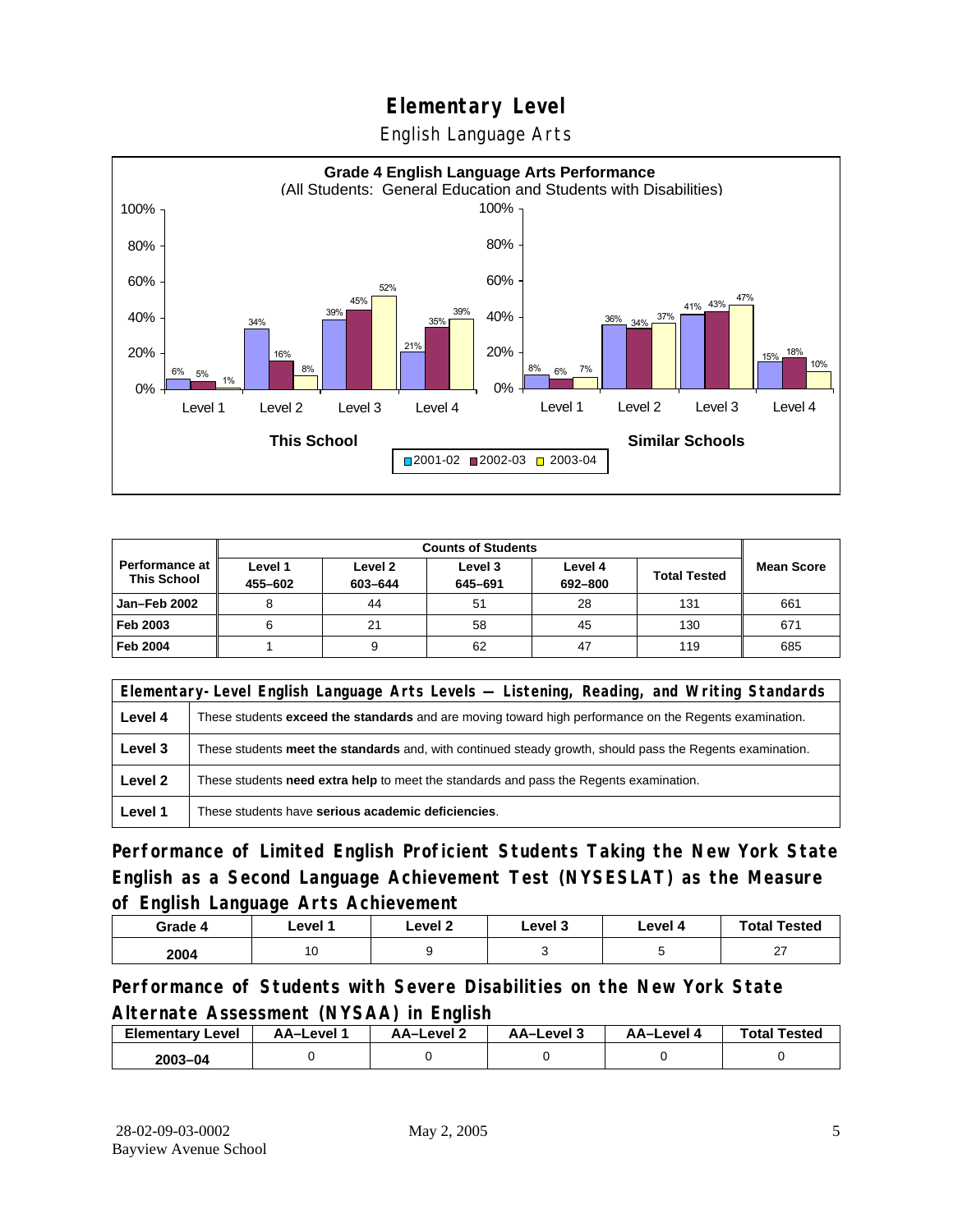# Elementary Level

English Language Arts

**Grade 4 English Language Arts Performance**
(All Students: General Education and Students with Disabilities)

| | This School 2001-02 | This School 2002-03 | This School 2003-04 | Similar Schools 2001-02 | Similar Schools 2002-03 | Similar Schools 2003-04 |
|---|---|---|---|---|---|---|
| Level 1 | 6% | 5% | 1% | 8% | 6% | 7% |
| Level 2 | 34% | 16% | 8% | 36% | 34% | 37% |
| Level 3 | 39% | 45% | 52% | 41% | 43% | 47% |
| Level 4 | 21% | 35% | 39% | 15% | 18% | 10% |

| Performance at This School | Counts of Students | | | | | Mean Score |
|---|---|---|---|---|---|---|
| | Level 1 455–602 | Level 2 603–644 | Level 3 645–691 | Level 4 692–800 | Total Tested | |
| Jan–Feb 2002 | 8 | 44 | 51 | 28 | 131 | 661 |
| Feb 2003 | 6 | 21 | 58 | 45 | 130 | 671 |
| Feb 2004 | 1 | 9 | 62 | 47 | 119 | 685 |

| Elementary-Level English Language Arts Levels — Listening, Reading, and Writing Standards | |
|---|---|
| Level 4 | These students **exceed the standards** and are moving toward high performance on the Regents examination. |
| Level 3 | These students **meet the standards** and, with continued steady growth, should pass the Regents examination. |
| Level 2 | These students **need extra help** to meet the standards and pass the Regents examination. |
| Level 1 | These students have **serious academic deficiencies**. |

## Performance of Limited English Proficient Students Taking the New York State English as a Second Language Achievement Test (NYSESLAT) as the Measure of English Language Arts Achievement

| Grade 4 | Level 1 | Level 2 | Level 3 | Level 4 | Total Tested |
|---|---|---|---|---|---|
| 2004 | 10 | 9 | 3 | 5 | 27 |

## Performance of Students with Severe Disabilities on the New York State Alternate Assessment (NYSAA) in English

| Elementary Level | AA–Level 1 | AA–Level 2 | AA–Level 3 | AA–Level 4 | Total Tested |
|---|---|---|---|---|---|
| 2003–04 | 0 | 0 | 0 | 0 | 0 |

28-02-09-03-0002
Bayview Avenue School

May 2, 2005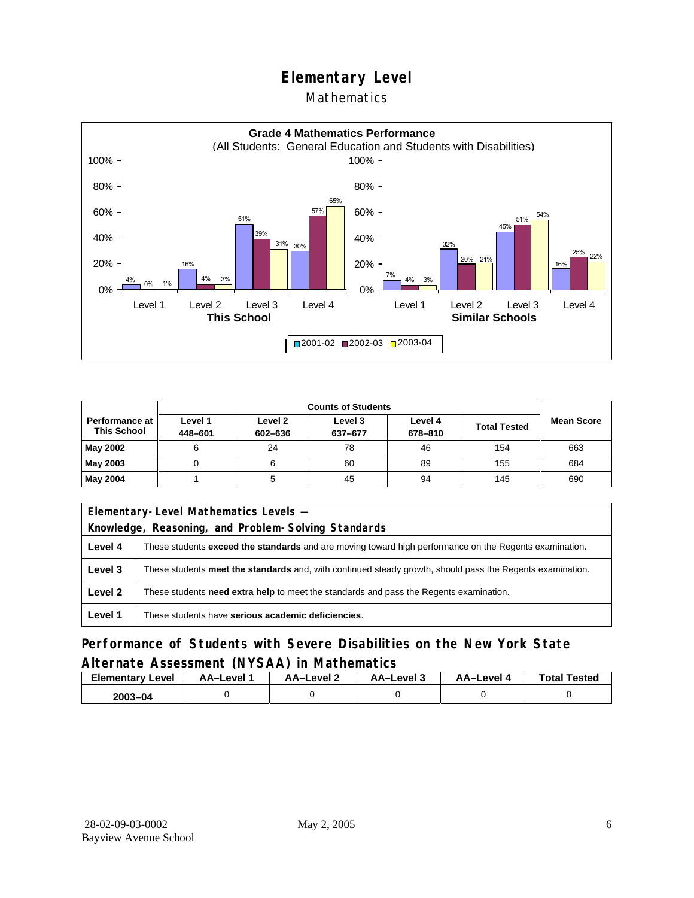# Elementary Level

## Mathematics

**Grade 4 Mathematics Performance**
(All Students: General Education and Students with Disabilities)

| | This School 2001-02 | This School 2002-03 | This School 2003-04 | Similar Schools 2001-02 | Similar Schools 2002-03 | Similar Schools 2003-04 |
|---|---|---|---|---|---|---|
| Level 1 | 4% | 0% | 1% | 7% | 4% | 3% |
| Level 2 | 16% | 4% | 3% | 32% | 20% | 21% |
| Level 3 | 51% | 39% | 31% | 45% | 51% | 54% |
| Level 4 | 30% | 57% | 65% | 16% | 25% | 22% |

| Performance at This School | Counts of Students | | | | | Mean Score |
|---|---|---|---|---|---|---|
| | Level 1 448–601 | Level 2 602–636 | Level 3 637–677 | Level 4 678–810 | Total Tested | |
| **May 2002** | 6 | 24 | 78 | 46 | 154 | 663 |
| **May 2003** | 0 | 6 | 60 | 89 | 155 | 684 |
| **May 2004** | 1 | 5 | 45 | 94 | 145 | 690 |

| Elementary-Level Mathematics Levels — Knowledge, Reasoning, and Problem-Solving Standards | |
|---|---|
| **Level 4** | These students **exceed the standards** and are moving toward high performance on the Regents examination. |
| **Level 3** | These students **meet the standards** and, with continued steady growth, should pass the Regents examination. |
| **Level 2** | These students **need extra help** to meet the standards and pass the Regents examination. |
| **Level 1** | These students have **serious academic deficiencies**. |

## Performance of Students with Severe Disabilities on the New York State Alternate Assessment (NYSAA) in Mathematics

| Elementary Level | AA–Level 1 | AA–Level 2 | AA–Level 3 | AA–Level 4 | Total Tested |
|---|---|---|---|---|---|
| **2003–04** | 0 | 0 | 0 | 0 | 0 |

28-02-09-03-0002
Bayview Avenue School
May 2, 2005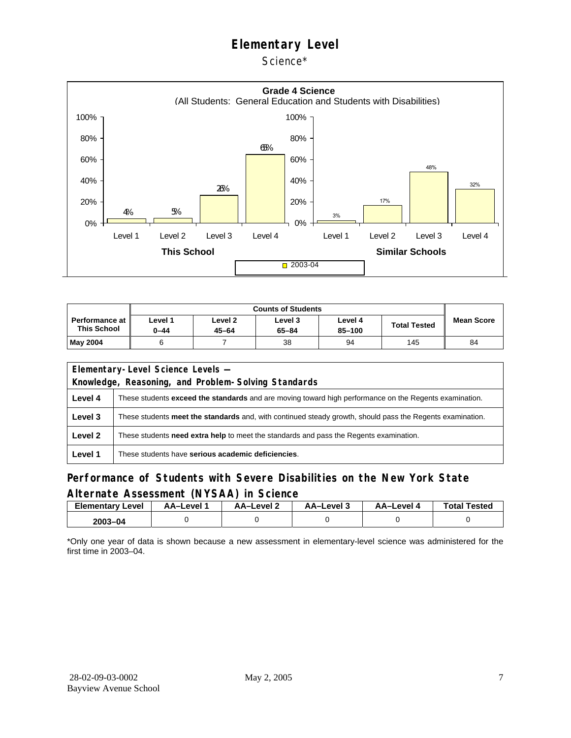# Elementary Level

Science*

**Grade 4 Science**
(All Students: General Education and Students with Disabilities)

| | Level 1 | Level 2 | Level 3 | Level 4 |
|---|---|---|---|---|
| This School (2003-04) | 4% | 5% | 26% | 65% |
| Similar Schools (2003-04) | 3% | 17% | 48% | 32% |

| Performance at This School | Counts of Students | | | | | Mean Score |
|---|---|---|---|---|---|---|
| | Level 1 0–44 | Level 2 45–64 | Level 3 65–84 | Level 4 85–100 | Total Tested | |
| May 2004 | 6 | 7 | 38 | 94 | 145 | 84 |

| Elementary-Level Science Levels — Knowledge, Reasoning, and Problem-Solving Standards | |
|---|---|
| **Level 4** | These students **exceed the standards** and are moving toward high performance on the Regents examination. |
| **Level 3** | These students **meet the standards** and, with continued steady growth, should pass the Regents examination. |
| **Level 2** | These students **need extra help** to meet the standards and pass the Regents examination. |
| **Level 1** | These students have **serious academic deficiencies**. |

## Performance of Students with Severe Disabilities on the New York State Alternate Assessment (NYSAA) in Science

| Elementary Level | AA–Level 1 | AA–Level 2 | AA–Level 3 | AA–Level 4 | Total Tested |
|---|---|---|---|---|---|
| 2003–04 | 0 | 0 | 0 | 0 | 0 |

*Only one year of data is shown because a new assessment in elementary-level science was administered for the first time in 2003–04.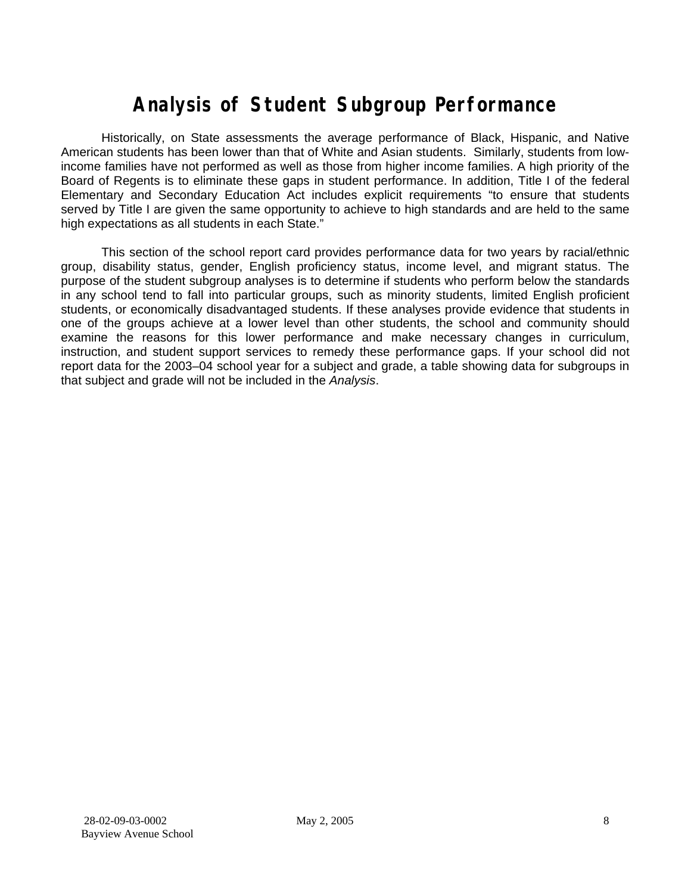# Analysis of Student Subgroup Performance

Historically, on State assessments the average performance of Black, Hispanic, and Native American students has been lower than that of White and Asian students. Similarly, students from low-income families have not performed as well as those from higher income families. A high priority of the Board of Regents is to eliminate these gaps in student performance. In addition, Title I of the federal Elementary and Secondary Education Act includes explicit requirements "to ensure that students served by Title I are given the same opportunity to achieve to high standards and are held to the same high expectations as all students in each State."

This section of the school report card provides performance data for two years by racial/ethnic group, disability status, gender, English proficiency status, income level, and migrant status. The purpose of the student subgroup analyses is to determine if students who perform below the standards in any school tend to fall into particular groups, such as minority students, limited English proficient students, or economically disadvantaged students. If these analyses provide evidence that students in one of the groups achieve at a lower level than other students, the school and community should examine the reasons for this lower performance and make necessary changes in curriculum, instruction, and student support services to remedy these performance gaps. If your school did not report data for the 2003–04 school year for a subject and grade, a table showing data for subgroups in that subject and grade will not be included in the *Analysis*.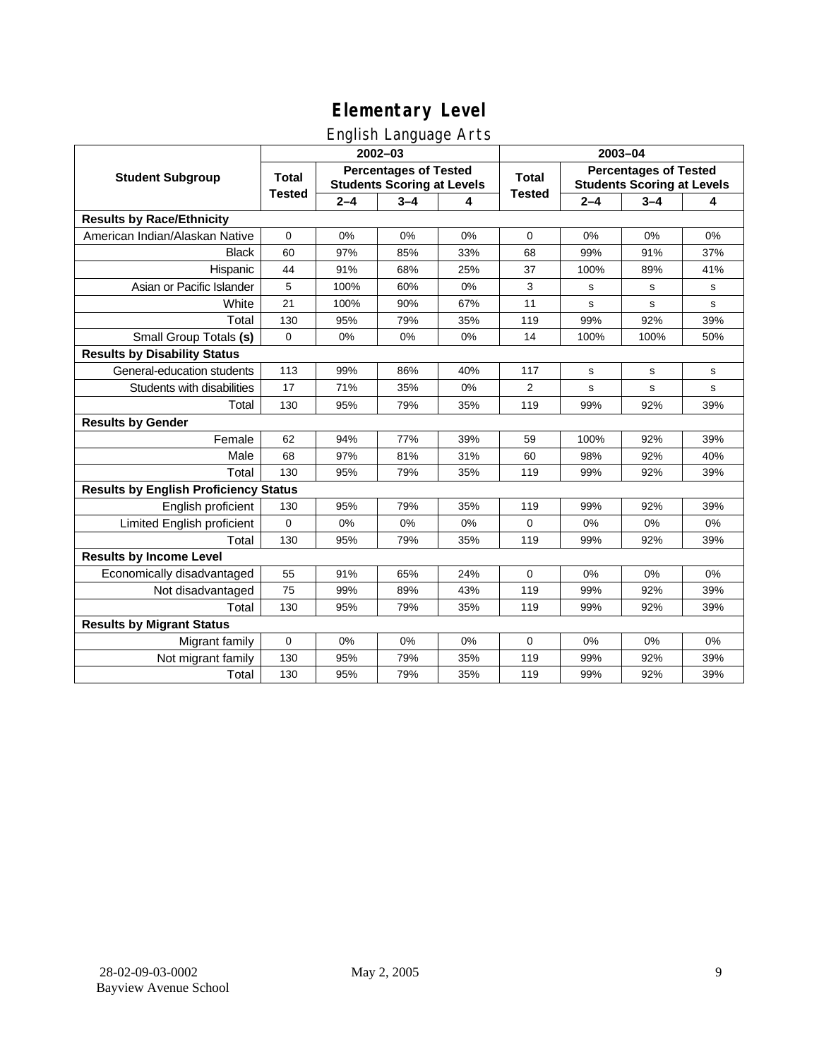# Elementary Level

## English Language Arts

| Student Subgroup | 2002–03 | | | | 2003–04 | | | |
|---|---|---|---|---|---|---|---|---|
| | Total Tested | Percentages of Tested Students Scoring at Levels | | | Total Tested | Percentages of Tested Students Scoring at Levels | | |
| | | 2–4 | 3–4 | 4 | | 2–4 | 3–4 | 4 |
| **Results by Race/Ethnicity** | | | | | | | | |
| American Indian/Alaskan Native | 0 | 0% | 0% | 0% | 0 | 0% | 0% | 0% |
| Black | 60 | 97% | 85% | 33% | 68 | 99% | 91% | 37% |
| Hispanic | 44 | 91% | 68% | 25% | 37 | 100% | 89% | 41% |
| Asian or Pacific Islander | 5 | 100% | 60% | 0% | 3 | s | s | s |
| White | 21 | 100% | 90% | 67% | 11 | s | s | s |
| Total | 130 | 95% | 79% | 35% | 119 | 99% | 92% | 39% |
| Small Group Totals **(s)** | 0 | 0% | 0% | 0% | 14 | 100% | 100% | 50% |
| **Results by Disability Status** | | | | | | | | |
| General-education students | 113 | 99% | 86% | 40% | 117 | s | s | s |
| Students with disabilities | 17 | 71% | 35% | 0% | 2 | s | s | s |
| Total | 130 | 95% | 79% | 35% | 119 | 99% | 92% | 39% |
| **Results by Gender** | | | | | | | | |
| Female | 62 | 94% | 77% | 39% | 59 | 100% | 92% | 39% |
| Male | 68 | 97% | 81% | 31% | 60 | 98% | 92% | 40% |
| Total | 130 | 95% | 79% | 35% | 119 | 99% | 92% | 39% |
| **Results by English Proficiency Status** | | | | | | | | |
| English proficient | 130 | 95% | 79% | 35% | 119 | 99% | 92% | 39% |
| Limited English proficient | 0 | 0% | 0% | 0% | 0 | 0% | 0% | 0% |
| Total | 130 | 95% | 79% | 35% | 119 | 99% | 92% | 39% |
| **Results by Income Level** | | | | | | | | |
| Economically disadvantaged | 55 | 91% | 65% | 24% | 0 | 0% | 0% | 0% |
| Not disadvantaged | 75 | 99% | 89% | 43% | 119 | 99% | 92% | 39% |
| Total | 130 | 95% | 79% | 35% | 119 | 99% | 92% | 39% |
| **Results by Migrant Status** | | | | | | | | |
| Migrant family | 0 | 0% | 0% | 0% | 0 | 0% | 0% | 0% |
| Not migrant family | 130 | 95% | 79% | 35% | 119 | 99% | 92% | 39% |
| Total | 130 | 95% | 79% | 35% | 119 | 99% | 92% | 39% |

28-02-09-03-0002
Bayview Avenue School

May 2, 2005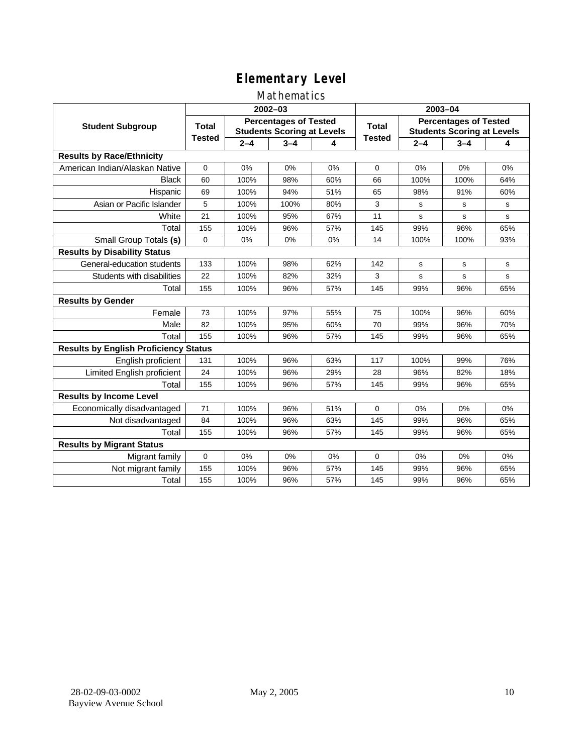# Elementary Level

## Mathematics

| Student Subgroup | 2002–03 | | | | 2003–04 | | | |
|---|---|---|---|---|---|---|---|---|
| | Total Tested | Percentages of Tested Students Scoring at Levels | | | Total Tested | Percentages of Tested Students Scoring at Levels | | |
| | | 2–4 | 3–4 | 4 | | 2–4 | 3–4 | 4 |
| **Results by Race/Ethnicity** | | | | | | | | |
| American Indian/Alaskan Native | 0 | 0% | 0% | 0% | 0 | 0% | 0% | 0% |
| Black | 60 | 100% | 98% | 60% | 66 | 100% | 100% | 64% |
| Hispanic | 69 | 100% | 94% | 51% | 65 | 98% | 91% | 60% |
| Asian or Pacific Islander | 5 | 100% | 100% | 80% | 3 | s | s | s |
| White | 21 | 100% | 95% | 67% | 11 | s | s | s |
| Total | 155 | 100% | 96% | 57% | 145 | 99% | 96% | 65% |
| Small Group Totals **(s)** | 0 | 0% | 0% | 0% | 14 | 100% | 100% | 93% |
| **Results by Disability Status** | | | | | | | | |
| General-education students | 133 | 100% | 98% | 62% | 142 | s | s | s |
| Students with disabilities | 22 | 100% | 82% | 32% | 3 | s | s | s |
| Total | 155 | 100% | 96% | 57% | 145 | 99% | 96% | 65% |
| **Results by Gender** | | | | | | | | |
| Female | 73 | 100% | 97% | 55% | 75 | 100% | 96% | 60% |
| Male | 82 | 100% | 95% | 60% | 70 | 99% | 96% | 70% |
| Total | 155 | 100% | 96% | 57% | 145 | 99% | 96% | 65% |
| **Results by English Proficiency Status** | | | | | | | | |
| English proficient | 131 | 100% | 96% | 63% | 117 | 100% | 99% | 76% |
| Limited English proficient | 24 | 100% | 96% | 29% | 28 | 96% | 82% | 18% |
| Total | 155 | 100% | 96% | 57% | 145 | 99% | 96% | 65% |
| **Results by Income Level** | | | | | | | | |
| Economically disadvantaged | 71 | 100% | 96% | 51% | 0 | 0% | 0% | 0% |
| Not disadvantaged | 84 | 100% | 96% | 63% | 145 | 99% | 96% | 65% |
| Total | 155 | 100% | 96% | 57% | 145 | 99% | 96% | 65% |
| **Results by Migrant Status** | | | | | | | | |
| Migrant family | 0 | 0% | 0% | 0% | 0 | 0% | 0% | 0% |
| Not migrant family | 155 | 100% | 96% | 57% | 145 | 99% | 96% | 65% |
| Total | 155 | 100% | 96% | 57% | 145 | 99% | 96% | 65% |

28-02-09-03-0002
Bayview Avenue School

May 2, 2005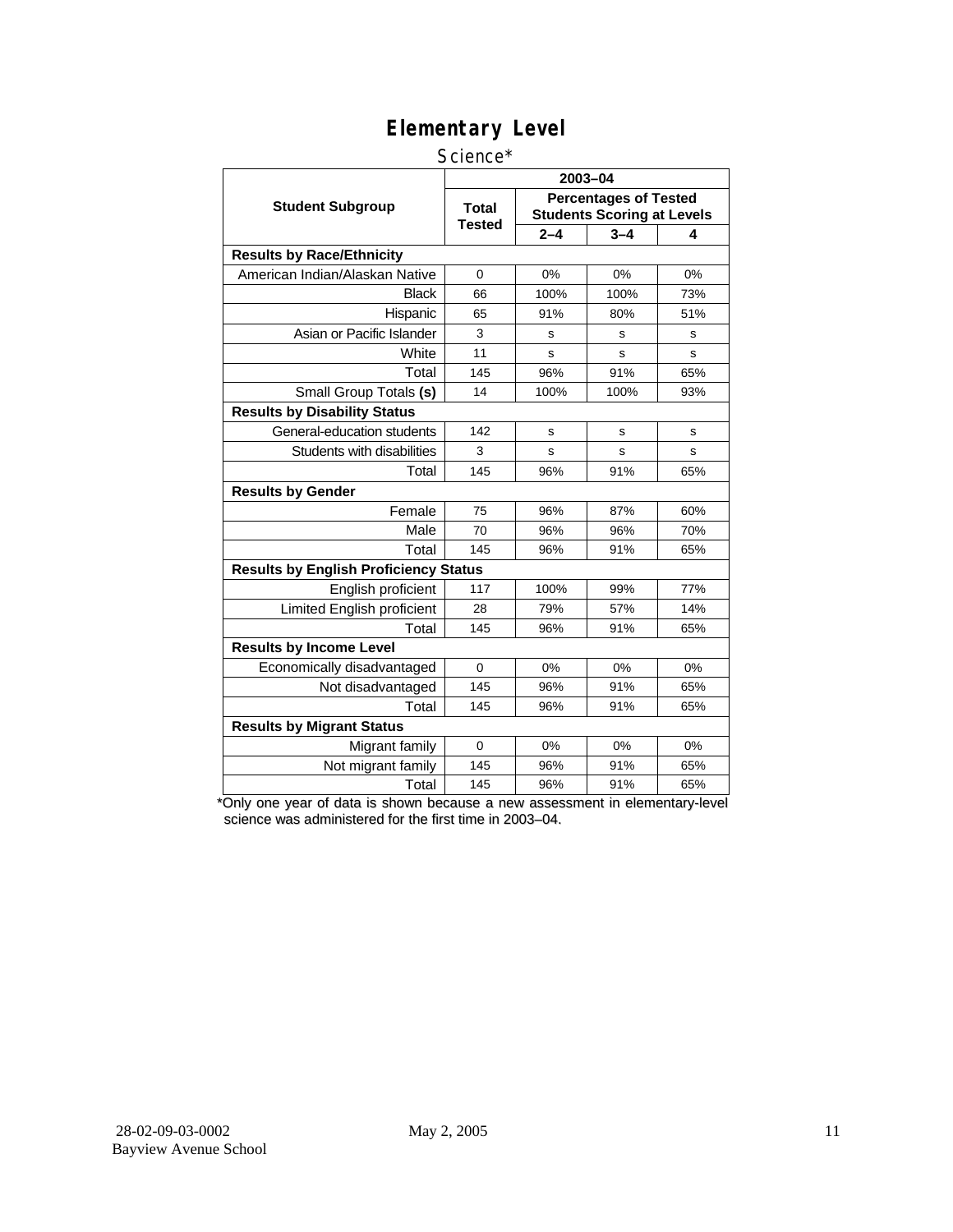# Elementary Level

Science*

| Student Subgroup | 2003–04 | | | |
|---|---|---|---|---|
| | Total Tested | Percentages of Tested Students Scoring at Levels | | |
| | | 2–4 | 3–4 | 4 |
| **Results by Race/Ethnicity** | | | | |
| American Indian/Alaskan Native | 0 | 0% | 0% | 0% |
| Black | 66 | 100% | 100% | 73% |
| Hispanic | 65 | 91% | 80% | 51% |
| Asian or Pacific Islander | 3 | s | s | s |
| White | 11 | s | s | s |
| Total | 145 | 96% | 91% | 65% |
| Small Group Totals **(s)** | 14 | 100% | 100% | 93% |
| **Results by Disability Status** | | | | |
| General-education students | 142 | s | s | s |
| Students with disabilities | 3 | s | s | s |
| Total | 145 | 96% | 91% | 65% |
| **Results by Gender** | | | | |
| Female | 75 | 96% | 87% | 60% |
| Male | 70 | 96% | 96% | 70% |
| Total | 145 | 96% | 91% | 65% |
| **Results by English Proficiency Status** | | | | |
| English proficient | 117 | 100% | 99% | 77% |
| Limited English proficient | 28 | 79% | 57% | 14% |
| Total | 145 | 96% | 91% | 65% |
| **Results by Income Level** | | | | |
| Economically disadvantaged | 0 | 0% | 0% | 0% |
| Not disadvantaged | 145 | 96% | 91% | 65% |
| Total | 145 | 96% | 91% | 65% |
| **Results by Migrant Status** | | | | |
| Migrant family | 0 | 0% | 0% | 0% |
| Not migrant family | 145 | 96% | 91% | 65% |
| Total | 145 | 96% | 91% | 65% |

*Only one year of data is shown because a new assessment in elementary-level science was administered for the first time in 2003–04.

28-02-09-03-0002 Bayview Avenue School May 2, 2005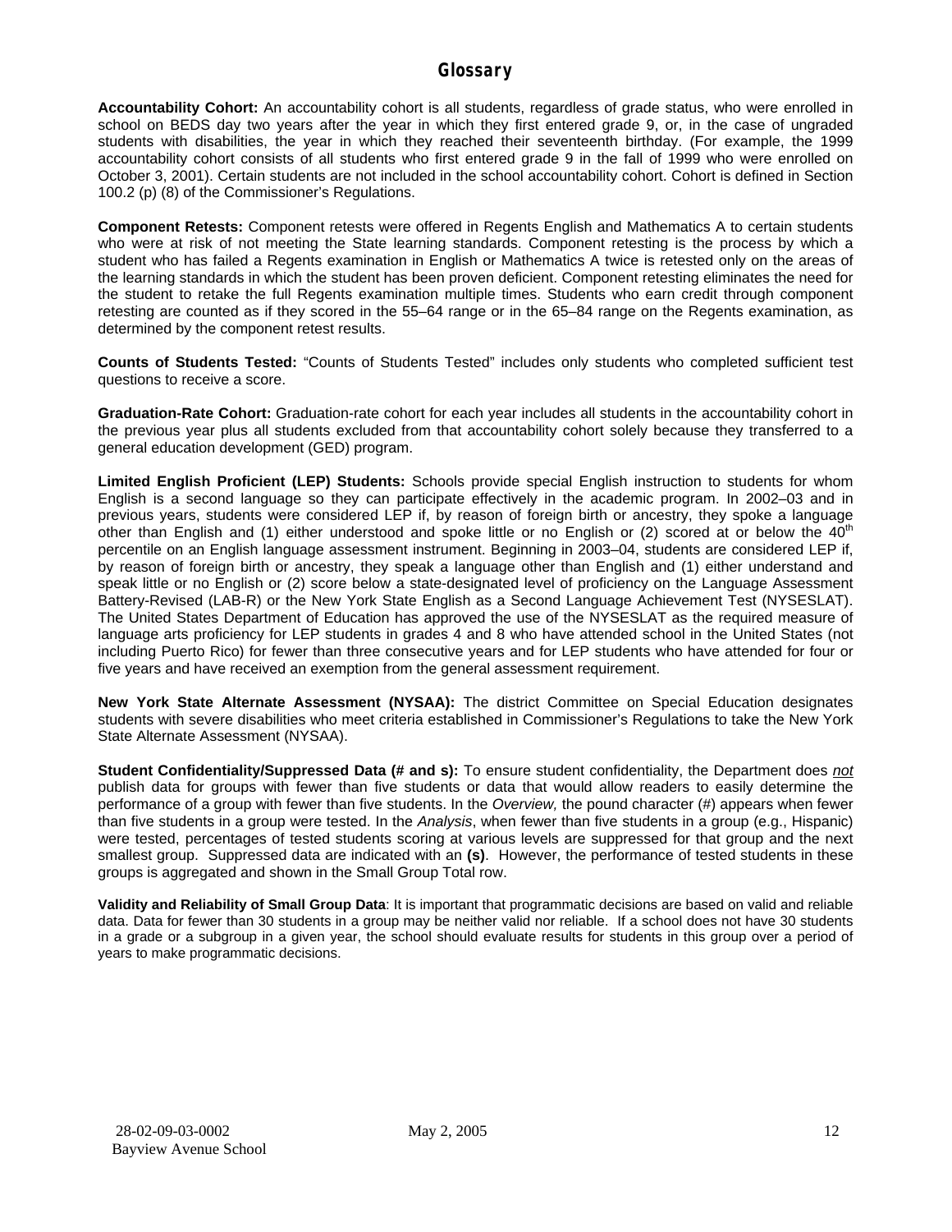# Glossary

**Accountability Cohort:** An accountability cohort is all students, regardless of grade status, who were enrolled in school on BEDS day two years after the year in which they first entered grade 9, or, in the case of ungraded students with disabilities, the year in which they reached their seventeenth birthday. (For example, the 1999 accountability cohort consists of all students who first entered grade 9 in the fall of 1999 who were enrolled on October 3, 2001). Certain students are not included in the school accountability cohort. Cohort is defined in Section 100.2 (p) (8) of the Commissioner's Regulations.

**Component Retests:** Component retests were offered in Regents English and Mathematics A to certain students who were at risk of not meeting the State learning standards. Component retesting is the process by which a student who has failed a Regents examination in English or Mathematics A twice is retested only on the areas of the learning standards in which the student has been proven deficient. Component retesting eliminates the need for the student to retake the full Regents examination multiple times. Students who earn credit through component retesting are counted as if they scored in the 55–64 range or in the 65–84 range on the Regents examination, as determined by the component retest results.

**Counts of Students Tested:** "Counts of Students Tested" includes only students who completed sufficient test questions to receive a score.

**Graduation-Rate Cohort:** Graduation-rate cohort for each year includes all students in the accountability cohort in the previous year plus all students excluded from that accountability cohort solely because they transferred to a general education development (GED) program.

**Limited English Proficient (LEP) Students:** Schools provide special English instruction to students for whom English is a second language so they can participate effectively in the academic program. In 2002–03 and in previous years, students were considered LEP if, by reason of foreign birth or ancestry, they spoke a language other than English and (1) either understood and spoke little or no English or (2) scored at or below the 40th percentile on an English language assessment instrument. Beginning in 2003–04, students are considered LEP if, by reason of foreign birth or ancestry, they speak a language other than English and (1) either understand and speak little or no English or (2) score below a state-designated level of proficiency on the Language Assessment Battery-Revised (LAB-R) or the New York State English as a Second Language Achievement Test (NYSESLAT). The United States Department of Education has approved the use of the NYSESLAT as the required measure of language arts proficiency for LEP students in grades 4 and 8 who have attended school in the United States (not including Puerto Rico) for fewer than three consecutive years and for LEP students who have attended for four or five years and have received an exemption from the general assessment requirement.

**New York State Alternate Assessment (NYSAA):** The district Committee on Special Education designates students with severe disabilities who meet criteria established in Commissioner's Regulations to take the New York State Alternate Assessment (NYSAA).

**Student Confidentiality/Suppressed Data (# and s):** To ensure student confidentiality, the Department does *not* publish data for groups with fewer than five students or data that would allow readers to easily determine the performance of a group with fewer than five students. In the *Overview,* the pound character (#) appears when fewer than five students in a group were tested. In the *Analysis*, when fewer than five students in a group (e.g., Hispanic) were tested, percentages of tested students scoring at various levels are suppressed for that group and the next smallest group. Suppressed data are indicated with an **(s)**. However, the performance of tested students in these groups is aggregated and shown in the Small Group Total row.

**Validity and Reliability of Small Group Data**: It is important that programmatic decisions are based on valid and reliable data. Data for fewer than 30 students in a group may be neither valid nor reliable. If a school does not have 30 students in a grade or a subgroup in a given year, the school should evaluate results for students in this group over a period of years to make programmatic decisions.